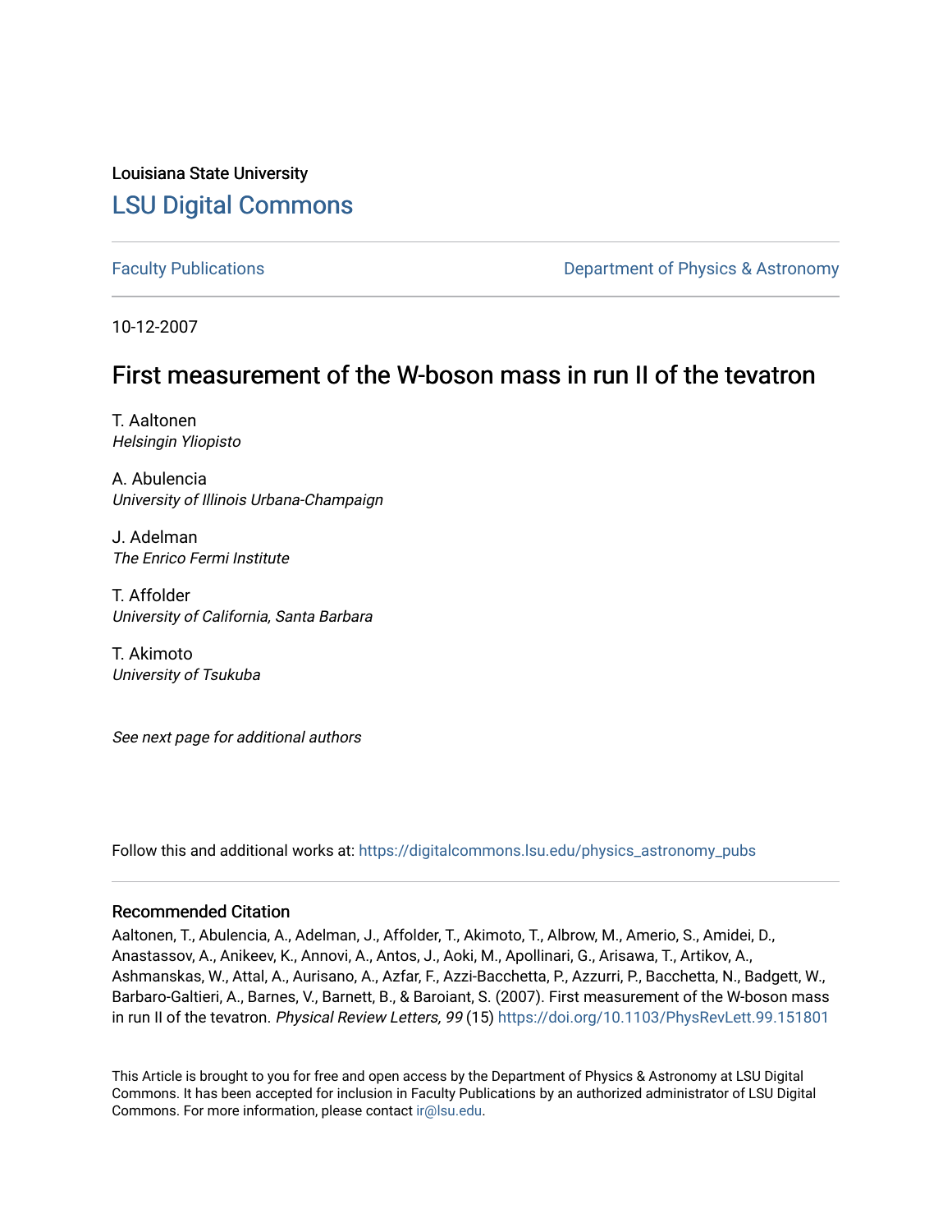Louisiana State University

# LSU Digital Commons

Faculty Publications

Department of Physics & Astronomy

10-12-2007

# First measurement of the W-boson mass in run II of the tevatron

T. Aaltonen
*Helsingin Yliopisto*

A. Abulencia
*University of Illinois Urbana-Champaign*

J. Adelman
*The Enrico Fermi Institute*

T. Affolder
*University of California, Santa Barbara*

T. Akimoto
*University of Tsukuba*

*See next page for additional authors*

Follow this and additional works at: https://digitalcommons.lsu.edu/physics_astronomy_pubs

## Recommended Citation

Aaltonen, T., Abulencia, A., Adelman, J., Affolder, T., Akimoto, T., Albrow, M., Amerio, S., Amidei, D., Anastassov, A., Anikeev, K., Annovi, A., Antos, J., Aoki, M., Apollinari, G., Arisawa, T., Artikov, A., Ashmanskas, W., Attal, A., Aurisano, A., Azfar, F., Azzi-Bacchetta, P., Azzurri, P., Bacchetta, N., Badgett, W., Barbaro-Galtieri, A., Barnes, V., Barnett, B., & Baroiant, S. (2007). First measurement of the W-boson mass in run II of the tevatron. *Physical Review Letters, 99* (15) https://doi.org/10.1103/PhysRevLett.99.151801

This Article is brought to you for free and open access by the Department of Physics & Astronomy at LSU Digital Commons. It has been accepted for inclusion in Faculty Publications by an authorized administrator of LSU Digital Commons. For more information, please contact ir@lsu.edu.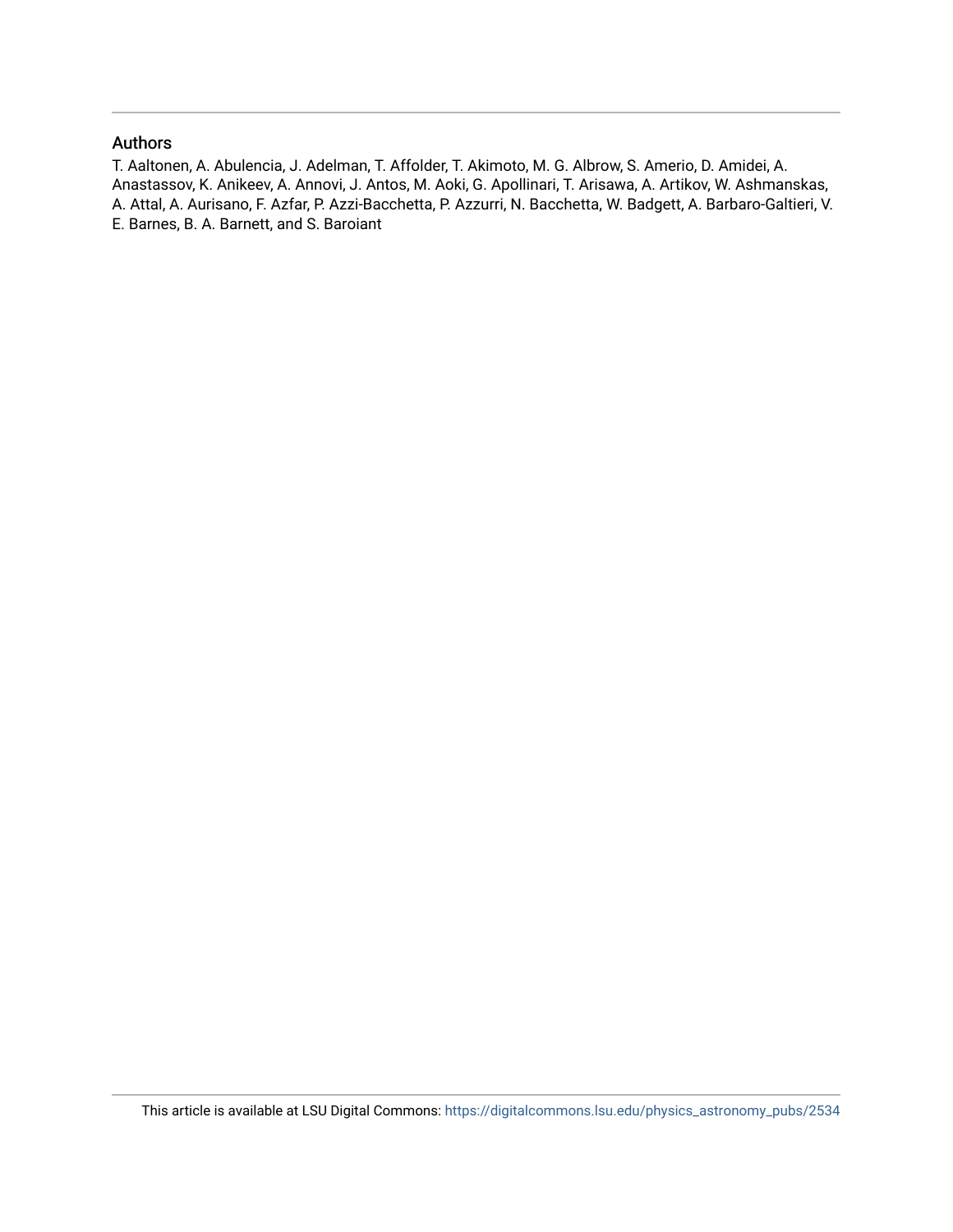## Authors

T. Aaltonen, A. Abulencia, J. Adelman, T. Affolder, T. Akimoto, M. G. Albrow, S. Amerio, D. Amidei, A. Anastassov, K. Anikeev, A. Annovi, J. Antos, M. Aoki, G. Apollinari, T. Arisawa, A. Artikov, W. Ashmanskas, A. Attal, A. Aurisano, F. Azfar, P. Azzi-Bacchetta, P. Azzurri, N. Bacchetta, W. Badgett, A. Barbaro-Galtieri, V. E. Barnes, B. A. Barnett, and S. Baroiant

This article is available at LSU Digital Commons: https://digitalcommons.lsu.edu/physics_astronomy_pubs/2534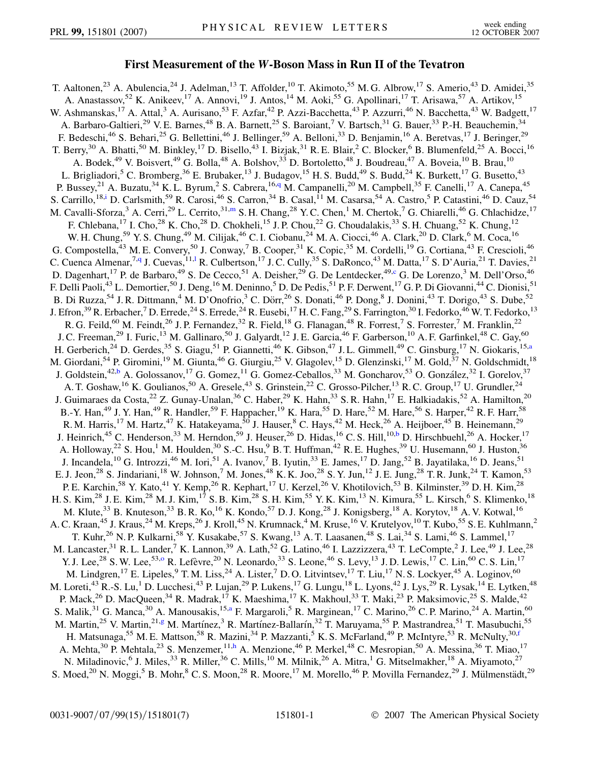# First Measurement of the W-Boson Mass in Run II of the Tevatron

T. Aaltonen,[23] A. Abulencia,[24] J. Adelman,[13] T. Affolder,[10] T. Akimoto,[55] M. G. Albrow,[17] S. Amerio,[43] D. Amidei,[35] A. Anastassov,[52] K. Anikeev,[17] A. Annovi,[19] J. Antos,[14] M. Aoki,[55] G. Apollinari,[17] T. Arisawa,[57] A. Artikov,[15] W. Ashmanskas,[17] A. Attal,[3] A. Aurisano,[53] F. Azfar,[42] P. Azzi-Bacchetta,[43] P. Azzurri,[46] N. Bacchetta,[43] W. Badgett,[17] A. Barbaro-Galtieri,[29] V. E. Barnes,[48] B. A. Barnett,[25] S. Baroiant,[7] V. Bartsch,[31] G. Bauer,[33] P.-H. Beauchemin,[34] F. Bedeschi,[46] S. Behari,[25] G. Bellettini,[46] J. Bellinger,[59] A. Belloni,[33] D. Benjamin,[16] A. Beretvas,[17] J. Beringer,[29] T. Berry,[30] A. Bhatti,[50] M. Binkley,[17] D. Bisello,[43] I. Bizjak,[31] R. E. Blair,[2] C. Blocker,[6] B. Blumenfeld,[25] A. Bocci,[16] A. Bodek,[49] V. Boisvert,[49] G. Bolla,[48] A. Bolshov,[33] D. Bortoletto,[48] J. Boudreau,[47] A. Boveia,[10] B. Brau,[10] L. Brigliadori,[5] C. Bromberg,[36] E. Brubaker,[13] J. Budagov,[15] H. S. Budd,[49] S. Budd,[24] K. Burkett,[17] G. Busetto,[43] P. Bussey,[21] A. Buzatu,[34] K. L. Byrum,[2] S. Cabrera,[16,q] M. Campanelli,[20] M. Campbell,[35] F. Canelli,[17] A. Canepa,[45] S. Carrillo,[18,i] D. Carlsmith,[59] R. Carosi,[46] S. Carron,[34] B. Casal,[11] M. Casarsa,[54] A. Castro,[5] P. Catastini,[46] D. Cauz,[54] M. Cavalli-Sforza,[3] A. Cerri,[29] L. Cerrito,[31,m] S. H. Chang,[28] Y. C. Chen,[1] M. Chertok,[7] G. Chiarelli,[46] G. Chlachidze,[17] F. Chlebana,[17] I. Cho,[28] K. Cho,[28] D. Chokheli,[15] J. P. Chou,[22] G. Choudalakis,[33] S. H. Chuang,[52] K. Chung,[12] W. H. Chung,[59] Y. S. Chung,[49] M. Cilijak,[46] C. I. Ciobanu,[24] M. A. Ciocci,[46] A. Clark,[20] D. Clark,[6] M. Coca,[16] G. Compostella,[43] M. E. Convery,[50] J. Conway,[7] B. Cooper,[31] K. Copic,[35] M. Cordelli,[19] G. Cortiana,[43] F. Crescioli,[46] C. Cuenca Almenar,[7,q] J. Cuevas,[11,l] R. Culbertson,[17] J. C. Cully,[35] S. DaRonco,[43] M. Datta,[17] S. D'Auria,[21] T. Davies,[21] D. Dagenhart,[17] P. de Barbaro,[49] S. De Cecco,[51] A. Deisher,[29] G. De Lentdecker,[49,c] G. De Lorenzo,[3] M. Dell'Orso,[46] F. Delli Paoli,[43] L. Demortier,[50] J. Deng,[16] M. Deninno,[5] D. De Pedis,[51] P. F. Derwent,[17] G. P. Di Giovanni,[44] C. Dionisi,[51] B. Di Ruzza,[54] J. R. Dittmann,[4] M. D'Onofrio,[3] C. Dörr,[26] S. Donati,[46] P. Dong,[8] J. Donini,[43] T. Dorigo,[43] S. Dube,[52] J. Efron,[39] R. Erbacher,[7] D. Errede,[24] S. Errede,[24] R. Eusebi,[17] H. C. Fang,[29] S. Farrington,[30] I. Fedorko,[46] W. T. Fedorko,[13] R. G. Feild,[60] M. Feindt,[26] J. P. Fernandez,[32] R. Field,[18] G. Flanagan,[48] R. Forrest,[7] S. Forrester,[7] M. Franklin,[22] J. C. Freeman,[29] I. Furic,[13] M. Gallinaro,[50] J. Galyardt,[12] J. E. Garcia,[46] F. Garberson,[10] A. F. Garfinkel,[48] C. Gay,[60] H. Gerberich,[24] D. Gerdes,[35] S. Giagu,[51] P. Giannetti,[46] K. Gibson,[47] J. L. Gimmell,[49] C. Ginsburg,[17] N. Giokaris,[15,a] M. Giordani,[54] P. Giromini,[19] M. Giunta,[46] G. Giurgiu,[25] V. Glagolev,[15] D. Glenzinski,[17] M. Gold,[37] N. Goldschmidt,[18] J. Goldstein,[42,b] A. Golossanov,[17] G. Gomez,[11] G. Gomez-Ceballos,[33] M. Goncharov,[53] O. González,[32] I. Gorelov,[37] A. T. Goshaw,[16] K. Goulianos,[50] A. Gresele,[43] S. Grinstein,[22] C. Grosso-Pilcher,[13] R. C. Group,[17] U. Grundler,[24] J. Guimaraes da Costa,[22] Z. Gunay-Unalan,[36] C. Haber,[29] K. Hahn,[33] S. R. Hahn,[17] E. Halkiadakis,[52] A. Hamilton,[20] B.-Y. Han,[49] J. Y. Han,[49] R. Handler,[59] F. Happacher,[19] K. Hara,[55] D. Hare,[52] M. Hare,[56] S. Harper,[42] R. F. Harr,[58] R. M. Harris,[17] M. Hartz,[47] K. Hatakeyama,[50] J. Hauser,[8] C. Hays,[42] M. Heck,[26] A. Heijboer,[45] B. Heinemann,[29] J. Heinrich,[45] C. Henderson,[33] M. Herndon,[59] J. Heuser,[26] D. Hidas,[16] C. S. Hill,[10,b] D. Hirschbuehl,[26] A. Hocker,[17] A. Holloway,[22] S. Hou,[1] M. Houlden,[30] S.-C. Hsu,[9] B. T. Huffman,[42] R. E. Hughes,[39] U. Husemann,[60] J. Huston,[36] J. Incandela,[10] G. Introzzi,[46] M. Iori,[51] A. Ivanov,[7] B. Iyutin,[33] E. James,[17] D. Jang,[52] B. Jayatilaka,[16] D. Jeans,[51] E. J. Jeon,[28] S. Jindariani,[18] W. Johnson,[7] M. Jones,[48] K. K. Joo,[28] S. Y. Jun,[12] J. E. Jung,[28] T. R. Junk,[24] T. Kamon,[53] P. E. Karchin,[58] Y. Kato,[41] Y. Kemp,[26] R. Kephart,[17] U. Kerzel,[26] V. Khotilovich,[53] B. Kilminster,[39] D. H. Kim,[28] H. S. Kim,[28] J. E. Kim,[28] M. J. Kim,[17] S. B. Kim,[28] S. H. Kim,[55] Y. K. Kim,[13] N. Kimura,[55] L. Kirsch,[6] S. Klimenko,[18] M. Klute,[33] B. Knuteson,[33] B. R. Ko,[16] K. Kondo,[57] D. J. Kong,[28] J. Konigsberg,[18] A. Korytov,[18] A. V. Kotwal,[16] A. C. Kraan,[45] J. Kraus,[24] M. Kreps,[26] J. Kroll,[45] N. Krumnack,[4] M. Kruse,[16] V. Krutelyov,[10] T. Kubo,[55] S. E. Kuhlmann,[2] T. Kuhr,[26] N. P. Kulkarni,[58] Y. Kusakabe,[57] S. Kwang,[13] A. T. Laasanen,[48] S. Lai,[34] S. Lami,[46] S. Lammel,[17] M. Lancaster,[31] R. L. Lander,[7] K. Lannon,[39] A. Lath,[52] G. Latino,[46] I. Lazzizzera,[43] T. LeCompte,[2] J. Lee,[49] J. Lee,[28] Y. J. Lee,[28] S. W. Lee,[53,o] R. Lefèvre,[20] N. Leonardo,[33] S. Leone,[46] S. Levy,[13] J. D. Lewis,[17] C. Lin,[60] C. S. Lin,[17] M. Lindgren,[17] E. Lipeles,[9] T. M. Liss,[24] A. Lister,[7] D. O. Litvintsev,[17] T. Liu,[17] N. S. Lockyer,[45] A. Loginov,[60] M. Loreti,[43] R.-S. Lu,[1] D. Lucchesi,[43] P. Lujan,[29] P. Lukens,[17] G. Lungu,[18] L. Lyons,[42] J. Lys,[29] R. Lysak,[14] E. Lytken,[48] P. Mack,[26] D. MacQueen,[34] R. Madrak,[17] K. Maeshima,[17] K. Makhoul,[33] T. Maki,[23] P. Maksimovic,[25] S. Malde,[42] S. Malik,[31] G. Manca,[30] A. Manousakis,[15,a] F. Margaroli,[5] R. Marginean,[17] C. Marino,[26] C. P. Marino,[24] A. Martin,[60] M. Martin,[25] V. Martin,[21,g] M. Martínez,[3] R. Martínez-Ballarín,[32] T. Maruyama,[55] P. Mastrandrea,[51] T. Masubuchi,[55] H. Matsunaga,[55] M. E. Mattson,[58] R. Mazini,[34] P. Mazzanti,[5] K. S. McFarland,[49] P. McIntyre,[53] R. McNulty,[30,f] A. Mehta,[30] P. Mehtala,[23] S. Menzemer,[11,h] A. Menzione,[46] P. Merkel,[48] C. Mesropian,[50] A. Messina,[36] T. Miao,[17] N. Miladinovic,[6] J. Miles,[33] R. Miller,[36] C. Mills,[10] M. Milnik,[26] A. Mitra,[1] G. Mitselmakher,[18] A. Miyamoto,[27] S. Moed,[20] N. Moggi,[5] B. Mohr,[8] C. S. Moon,[28] R. Moore,[17] M. Morello,[46] P. Movilla Fernandez,[29] J. Mülmenstädt,[29]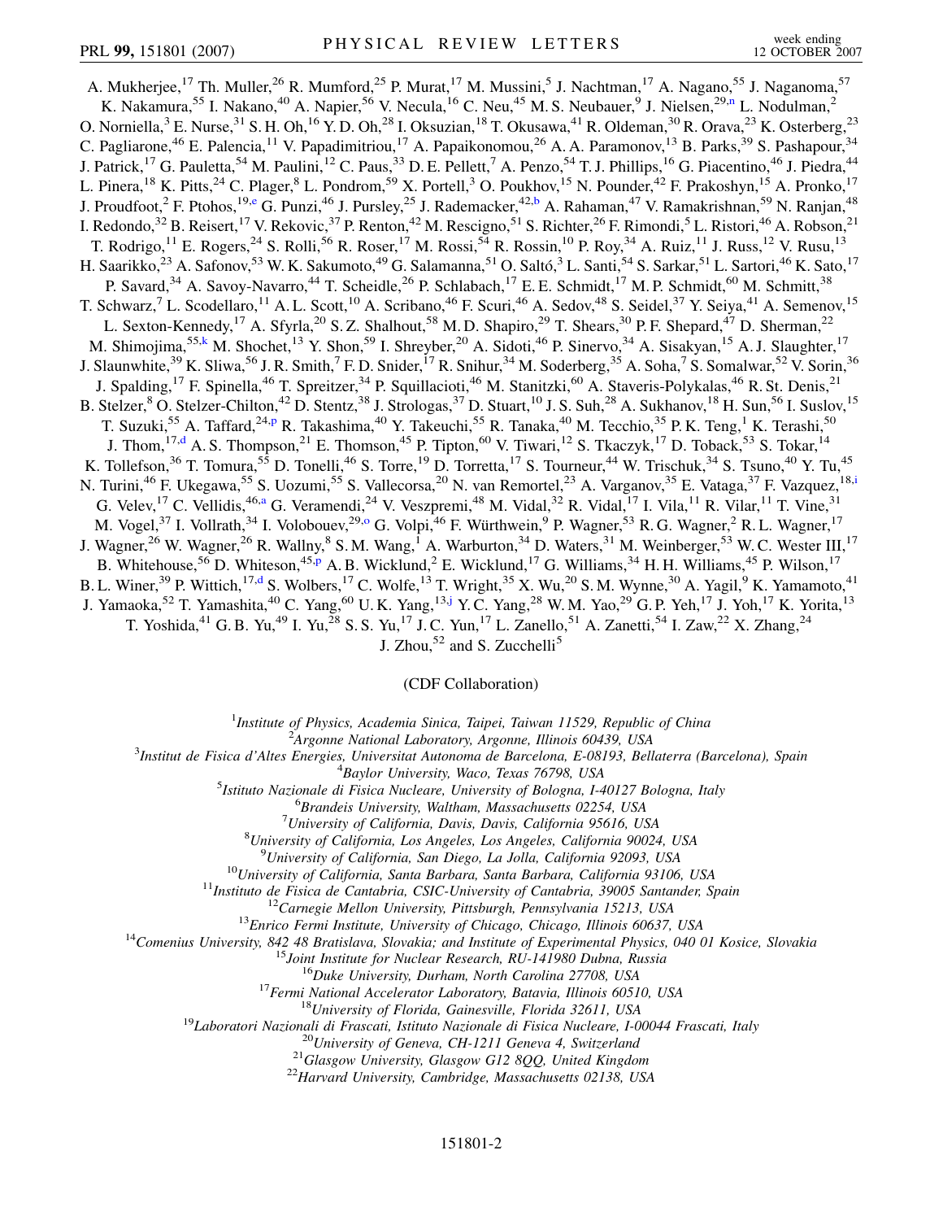A. Mukherjee,[17] Th. Muller,[26] R. Mumford,[25] P. Murat,[17] M. Mussini,[5] J. Nachtman,[17] A. Nagano,[55] J. Naganoma,[57] K. Nakamura,[55] I. Nakano,[40] A. Napier,[56] V. Necula,[16] C. Neu,[45] M. S. Neubauer,[9] J. Nielsen,[29,n] L. Nodulman,[2] O. Norniella,[3] E. Nurse,[31] S. H. Oh,[16] Y. D. Oh,[28] I. Oksuzian,[18] T. Okusawa,[41] R. Oldeman,[30] R. Orava,[23] K. Osterberg,[23] C. Pagliarone,[46] E. Palencia,[11] V. Papadimitriou,[17] A. Papaikonomou,[26] A. A. Paramonov,[13] B. Parks,[39] S. Pashapour,[34] J. Patrick,[17] G. Pauletta,[54] M. Paulini,[12] C. Paus,[33] D. E. Pellett,[7] A. Penzo,[54] T. J. Phillips,[16] G. Piacentino,[46] J. Piedra,[44] L. Pinera,[18] K. Pitts,[24] C. Plager,[8] L. Pondrom,[59] X. Portell,[3] O. Poukhov,[15] N. Pounder,[42] F. Prakoshyn,[15] A. Pronko,[17] J. Proudfoot,[2] F. Ptohos,[19,e] G. Punzi,[46] J. Pursley,[25] J. Rademacker,[42,b] A. Rahaman,[47] V. Ramakrishnan,[59] N. Ranjan,[48] I. Redondo,[32] B. Reisert,[17] V. Rekovic,[37] P. Renton,[42] M. Rescigno,[51] S. Richter,[26] F. Rimondi,[5] L. Ristori,[46] A. Robson,[21] T. Rodrigo,[11] E. Rogers,[24] S. Rolli,[56] R. Roser,[17] M. Rossi,[54] R. Rossin,[10] P. Roy,[34] A. Ruiz,[11] J. Russ,[12] V. Rusu,[13] H. Saarikko,[23] A. Safonov,[53] W. K. Sakumoto,[49] G. Salamanna,[51] O. Saltó,[3] L. Santi,[54] S. Sarkar,[51] L. Sartori,[46] K. Sato,[17] P. Savard,[34] A. Savoy-Navarro,[44] T. Scheidle,[26] P. Schlabach,[17] E. E. Schmidt,[17] M. P. Schmidt,[60] M. Schmitt,[38] T. Schwarz,[7] L. Scodellaro,[11] A. L. Scott,[10] A. Scribano,[46] F. Scuri,[46] A. Sedov,[48] S. Seidel,[37] Y. Seiya,[41] A. Semenov,[15] L. Sexton-Kennedy,[17] A. Sfyrla,[20] S. Z. Shalhout,[58] M. D. Shapiro,[29] T. Shears,[30] P. F. Shepard,[47] D. Sherman,[22] M. Shimojima,[55,k] M. Shochet,[13] Y. Shon,[59] I. Shreyber,[20] A. Sidoti,[46] P. Sinervo,[34] A. Sisakyan,[15] A. J. Slaughter,[17] J. Slaunwhite,[39] K. Sliwa,[56] J. R. Smith,[7] F. D. Snider,[17] R. Snihur,[34] M. Soderberg,[35] A. Soha,[7] S. Somalwar,[52] V. Sorin,[36] J. Spalding,[17] F. Spinella,[46] T. Spreitzer,[34] P. Squillacioti,[46] M. Stanitzki,[60] A. Staveris-Polykalas,[46] R. St. Denis,[21] B. Stelzer,[8] O. Stelzer-Chilton,[42] D. Stentz,[38] J. Strologas,[37] D. Stuart,[10] J. S. Suh,[28] A. Sukhanov,[18] H. Sun,[56] I. Suslov,[15] T. Suzuki,[55] A. Taffard,[24,p] R. Takashima,[40] Y. Takeuchi,[55] R. Tanaka,[40] M. Tecchio,[35] P. K. Teng,[1] K. Terashi,[50] J. Thom,[17,d] A. S. Thompson,[21] E. Thomson,[45] P. Tipton,[60] V. Tiwari,[12] S. Tkaczyk,[17] D. Toback,[53] S. Tokar,[14] K. Tollefson,[36] T. Tomura,[55] D. Tonelli,[46] S. Torre,[19] D. Torretta,[17] S. Tourneur,[44] W. Trischuk,[34] S. Tsuno,[40] Y. Tu,[45] N. Turini,[46] F. Ukegawa,[55] S. Uozumi,[55] S. Vallecorsa,[20] N. van Remortel,[23] A. Varganov,[35] E. Vataga,[37] F. Vazquez,[18,i] G. Velev,[17] C. Vellidis,[46,a] G. Veramendi,[24] V. Veszpremi,[48] M. Vidal,[32] R. Vidal,[17] I. Vila,[11] R. Vilar,[11] T. Vine,[31] M. Vogel,[37] I. Vollrath,[34] I. Volobouev,[29,o] G. Volpi,[46] F. Würthwein,[9] P. Wagner,[53] R. G. Wagner,[2] R. L. Wagner,[17] J. Wagner,[26] W. Wagner,[26] R. Wallny,[8] S. M. Wang,[1] A. Warburton,[34] D. Waters,[31] M. Weinberger,[53] W. C. Wester III,[17] B. Whitehouse,[56] D. Whiteson,[45,p] A. B. Wicklund,[2] E. Wicklund,[17] G. Williams,[34] H. H. Williams,[45] P. Wilson,[17] B. L. Winer,[39] P. Wittich,[17,d] S. Wolbers,[17] C. Wolfe,[13] T. Wright,[35] X. Wu,[20] S. M. Wynne,[30] A. Yagil,[9] K. Yamamoto,[41] J. Yamaoka,[52] T. Yamashita,[40] C. Yang,[60] U. K. Yang,[13,j] Y. C. Yang,[28] W. M. Yao,[29] G. P. Yeh,[17] J. Yoh,[17] K. Yorita,[13] T. Yoshida,[41] G. B. Yu,[49] I. Yu,[28] S. S. Yu,[17] J. C. Yun,[17] L. Zanello,[51] A. Zanetti,[54] I. Zaw,[22] X. Zhang,[24] J. Zhou,[52] and S. Zucchelli[5]

(CDF Collaboration)

[1]*Institute of Physics, Academia Sinica, Taipei, Taiwan 11529, Republic of China*
[2]*Argonne National Laboratory, Argonne, Illinois 60439, USA*
[3]*Institut de Fisica d'Altes Energies, Universitat Autonoma de Barcelona, E-08193, Bellaterra (Barcelona), Spain*
[4]*Baylor University, Waco, Texas 76798, USA*
[5]*Istituto Nazionale de Fisica Nucleare, University of Bologna, I-40127 Bologna, Italy*
[6]*Brandeis University, Waltham, Massachusetts 02254, USA*
[7]*University of California, Davis, Davis, California 95616, USA*
[8]*University of California, Los Angeles, Los Angeles, California 90024, USA*
[9]*University of California, San Diego, La Jolla, California 92093, USA*
[10]*University of California, Santa Barbara, Santa Barbara, California 93106, USA*
[11]*Instituto de Fisica de Cantabria, CSIC-University of Cantabria, 39005 Santander, Spain*
[12]*Carnegie Mellon University, Pittsburgh, Pennsylvania 15213, USA*
[13]*Enrico Fermi Institute, University of Chicago, Chicago, Illinois 60637, USA*
[14]*Comenius University, 842 48 Bratislava, Slovakia; and Institute of Experimental Physics, 040 01 Kosice, Slovakia*
[15]*Joint Institute for Nuclear Research, RU-141980 Dubna, Russia*
[16]*Duke University, Durham, North Carolina 27708, USA*
[17]*Fermi National Accelerator Laboratory, Batavia, Illinois 60510, USA*
[18]*University of Florida, Gainesville, Florida 32611, USA*
[19]*Laboratori Nazionali di Frascati, Istituto Nazionale di Fisica Nucleare, I-00044 Frascati, Italy*
[20]*University of Geneva, CH-1211 Geneva 4, Switzerland*
[21]*Glasgow University, Glasgow G12 8QQ, United Kingdom*
[22]*Harvard University, Cambridge, Massachusetts 02138, USA*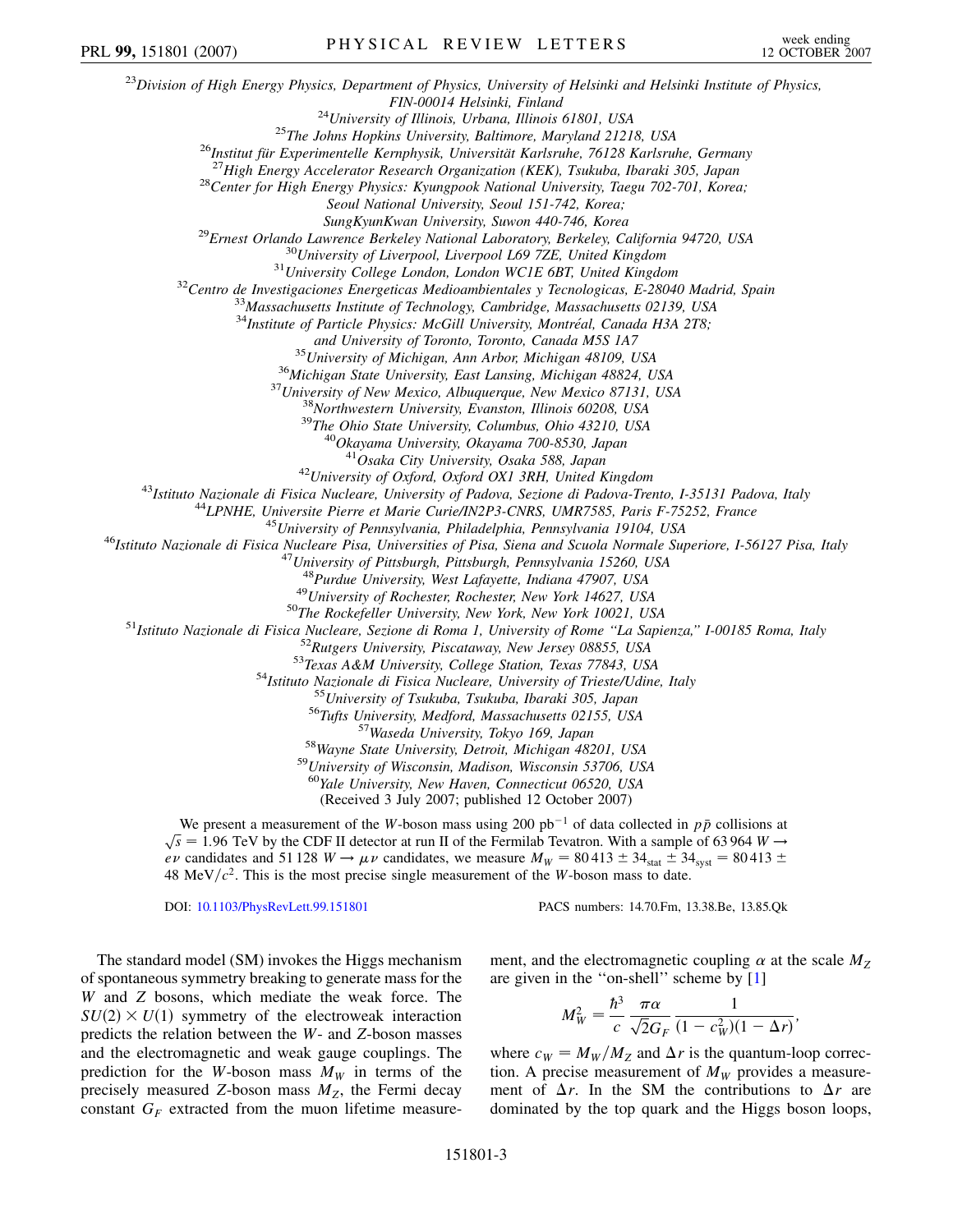[23]Division of High Energy Physics, Department of Physics, University of Helsinki and Helsinki Institute of Physics, FIN-00014 Helsinki, Finland

[24]University of Illinois, Urbana, Illinois 61801, USA

[25]The Johns Hopkins University, Baltimore, Maryland 21218, USA

[26]Institut für Experimentelle Kernphysik, Universität Karlsruhe, 76128 Karlsruhe, Germany

[27]High Energy Accelerator Research Organization (KEK), Tsukuba, Ibaraki 305, Japan

[28]Center for High Energy Physics: Kyungpook National University, Taegu 702-701, Korea; Seoul National University, Seoul 151-742, Korea; SungKyunKwan University, Suwon 440-746, Korea

[29]Ernest Orlando Lawrence Berkeley National Laboratory, Berkeley, California 94720, USA

[30]University of Liverpool, Liverpool L69 7ZE, United Kingdom

[31]University College London, London WC1E 6BT, United Kingdom

[32]Centro de Investigaciones Energeticas Medioambientales y Tecnologicas, E-28040 Madrid, Spain

[33]Massachusetts Institute of Technology, Cambridge, Massachusetts 02139, USA

[34]Institute of Particle Physics: McGill University, Montréal, Canada H3A 2T8; and University of Toronto, Toronto, Canada M5S 1A7

[35]University of Michigan, Ann Arbor, Michigan 48109, USA

[36]Michigan State University, East Lansing, Michigan 48824, USA

[37]University of New Mexico, Albuquerque, New Mexico 87131, USA

[38]Northwestern University, Evanston, Illinois 60208, USA

[39]The Ohio State University, Columbus, Ohio 43210, USA

[40]Okayama University, Okayama 700-8530, Japan

[41]Osaka City University, Osaka 588, Japan

[42]University of Oxford, Oxford OX1 3RH, United Kingdom

[43]Istituto Nazionale di Fisica Nucleare, University of Padova, Sezione di Padova-Trento, I-35131 Padova, Italy

[44]LPNHE, Universite Pierre et Marie Curie/IN2P3-CNRS, UMR7585, Paris F-75252, France

[45]University of Pennsylvania, Philadelphia, Pennsylvania 19104, USA

[46]Istituto Nazionale di Fisica Nucleare Pisa, Universities of Pisa, Siena and Scuola Normale Superiore, I-56127 Pisa, Italy

[47]University of Pittsburgh, Pittsburgh, Pennsylvania 15260, USA

[48]Purdue University, West Lafayette, Indiana 47907, USA

[49]University of Rochester, Rochester, New York 14627, USA

[50]The Rockefeller University, New York, New York 10021, USA

[51]Istituto Nazionale di Fisica Nucleare, Sezione di Roma 1, University of Rome "La Sapienza," I-00185 Roma, Italy

[52]Rutgers University, Piscataway, New Jersey 08855, USA

[53]Texas A&M University, College Station, Texas 77843, USA

[54]Istituto Nazionale di Fisica Nucleare, University of Trieste/Udine, Italy

[55]University of Tsukuba, Tsukuba, Ibaraki 305, Japan

[56]Tufts University, Medford, Massachusetts 02155, USA

[57]Waseda University, Tokyo 169, Japan

[58]Wayne State University, Detroit, Michigan 48201, USA

[59]University of Wisconsin, Madison, Wisconsin 53706, USA

[60]Yale University, New Haven, Connecticut 06520, USA

(Received 3 July 2007; published 12 October 2007)

We present a measurement of the $W$-boson mass using 200 pb$^{-1}$ of data collected in $p\bar{p}$ collisions at $\sqrt{s} = 1.96$ TeV by the CDF II detector at run II of the Fermilab Tevatron. With a sample of 63 964 $W \to e\nu$ candidates and 51 128 $W \to \mu\nu$ candidates, we measure $M_W = 80\,413 \pm 34_{\text{stat}} \pm 34_{\text{syst}} = 80\,413 \pm 48$ MeV/$c^2$. This is the most precise single measurement of the $W$-boson mass to date.

DOI: 10.1103/PhysRevLett.99.151801 PACS numbers: 14.70.Fm, 13.38.Be, 13.85.Qk

The standard model (SM) invokes the Higgs mechanism of spontaneous symmetry breaking to generate mass for the $W$ and $Z$ bosons, which mediate the weak force. The $SU(2) \times U(1)$ symmetry of the electroweak interaction predicts the relation between the $W$- and $Z$-boson masses and the electromagnetic and weak gauge couplings. The prediction for the $W$-boson mass $M_W$ in terms of the precisely measured $Z$-boson mass $M_Z$, the Fermi decay constant $G_F$ extracted from the muon lifetime measurement, and the electromagnetic coupling $\alpha$ at the scale $M_Z$ are given in the "on-shell" scheme by [1]

$$M_W^2 = \frac{\hbar^3}{c} \frac{\pi\alpha}{\sqrt{2}G_F} \frac{1}{(1 - c_W^2)(1 - \Delta r)},$$

where $c_W = M_W/M_Z$ and $\Delta r$ is the quantum-loop correction. A precise measurement of $M_W$ provides a measurement of $\Delta r$. In the SM the contributions to $\Delta r$ are dominated by the top quark and the Higgs boson loops,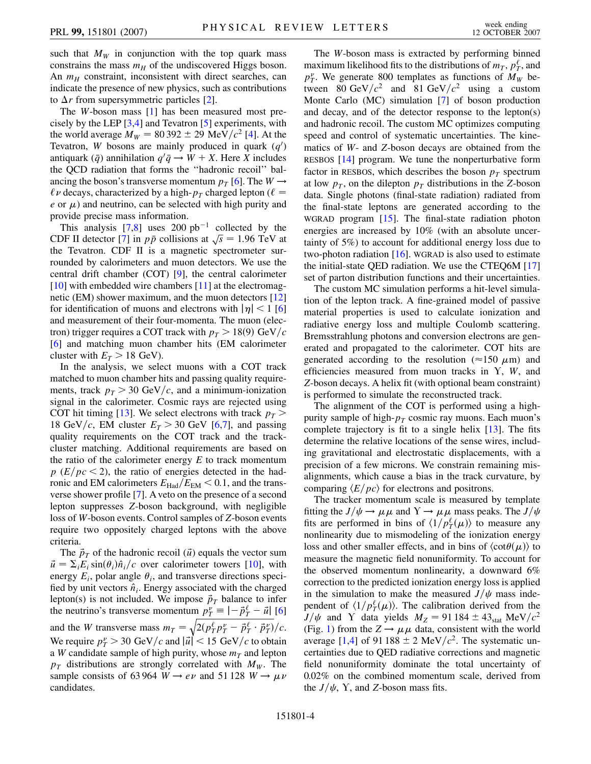such that $M_W$ in conjunction with the top quark mass constrains the mass $m_H$ of the undiscovered Higgs boson. An $m_H$ constraint, inconsistent with direct searches, can indicate the presence of new physics, such as contributions to $\Delta r$ from supersymmetric particles [2].

The $W$-boson mass [1] has been measured most precisely by the LEP [3,4] and Tevatron [5] experiments, with the world average $M_W = 80\,392 \pm 29$ MeV$/c^2$ [4]. At the Tevatron, $W$ bosons are mainly produced in quark ($q'$) antiquark ($\bar{q}$) annihilation $q'\bar{q} \to W + X$. Here $X$ includes the QCD radiation that forms the "hadronic recoil" balancing the boson's transverse momentum $p_T$ [6]. The $W \to \ell\nu$ decays, characterized by a high-$p_T$ charged lepton ($\ell = e$ or $\mu$) and neutrino, can be selected with high purity and provide precise mass information.

This analysis [7,8] uses 200 pb$^{-1}$ collected by the CDF II detector [7] in $p\bar{p}$ collisions at $\sqrt{s} = 1.96$ TeV at the Tevatron. CDF II is a magnetic spectrometer surrounded by calorimeters and muon detectors. We use the central drift chamber (COT) [9], the central calorimeter [10] with embedded wire chambers [11] at the electromagnetic (EM) shower maximum, and the muon detectors [12] for identification of muons and electrons with $|\eta| < 1$ [6] and measurement of their four-momenta. The muon (electron) trigger requires a COT track with $p_T > 18(9)$ GeV$/c$ [6] and matching muon chamber hits (EM calorimeter cluster with $E_T > 18$ GeV).

In the analysis, we select muons with a COT track matched to muon chamber hits and passing quality requirements, track $p_T > 30$ GeV$/c$, and a minimum-ionization signal in the calorimeter. Cosmic rays are rejected using COT hit timing [13]. We select electrons with track $p_T > 18$ GeV$/c$, EM cluster $E_T > 30$ GeV [6,7], and passing quality requirements on the COT track and the track-cluster matching. Additional requirements are based on the ratio of the calorimeter energy $E$ to track momentum $p$ ($E/pc < 2$), the ratio of energies detected in the hadronic and EM calorimeters $E_{\mathrm{Had}}/E_{\mathrm{EM}} < 0.1$, and the transverse shower profile [7]. A veto on the presence of a second lepton suppresses $Z$-boson background, with negligible loss of $W$-boson events. Control samples of $Z$-boson events require two oppositely charged leptons with the above criteria.

The $\vec{p}_T$ of the hadronic recoil ($\vec{u}$) equals the vector sum $\vec{u} = \Sigma_i E_i \sin(\theta_i)\hat{n}_i/c$ over calorimeter towers [10], with energy $E_i$, polar angle $\theta_i$, and transverse directions specified by unit vectors $\hat{n}_i$. Energy associated with the charged lepton(s) is not included. We impose $\vec{p}_T$ balance to infer the neutrino's transverse momentum $p_T^\nu \equiv |-\vec{p}_T^{\,\ell} - \vec{u}|$ [6] and the $W$ transverse mass $m_T = \sqrt{2(p_T^\ell p_T^\nu - \vec{p}_T^{\,\ell} \cdot \vec{p}_T^{\,\nu})}/c$. We require $p_T^\nu > 30$ GeV$/c$ and $|\vec{u}| < 15$ GeV$/c$ to obtain a $W$ candidate sample of high purity, whose $m_T$ and lepton $p_T$ distributions are strongly correlated with $M_W$. The sample consists of 63 964 $W \to e\nu$ and 51 128 $W \to \mu\nu$ candidates.

The $W$-boson mass is extracted by performing binned maximum likelihood fits to the distributions of $m_T$, $p_T^\ell$, and $p_T^\nu$. We generate 800 templates as functions of $M_W$ between 80 GeV$/c^2$ and 81 GeV$/c^2$ using a custom Monte Carlo (MC) simulation [7] of boson production and decay, and of the detector response to the lepton(s) and hadronic recoil. The custom MC optimizes computing speed and control of systematic uncertainties. The kinematics of $W$- and $Z$-boson decays are obtained from the RESBOS [14] program. We tune the nonperturbative form factor in RESBOS, which describes the boson $p_T$ spectrum at low $p_T$, on the dilepton $p_T$ distributions in the $Z$-boson data. Single photons (final-state radiation) radiated from the final-state leptons are generated according to the WGRAD program [15]. The final-state radiation photon energies are increased by 10% (with an absolute uncertainty of 5%) to account for additional energy loss due to two-photon radiation [16]. WGRAD is also used to estimate the initial-state QED radiation. We use the CTEQ6M [17] set of parton distribution functions and their uncertainties.

The custom MC simulation performs a hit-level simulation of the lepton track. A fine-grained model of passive material properties is used to calculate ionization and radiative energy loss and multiple Coulomb scattering. Bremsstrahlung photons and conversion electrons are generated and propagated to the calorimeter. COT hits are generated according to the resolution ($\approx 150$ $\mu$m) and efficiencies measured from muon tracks in $\Upsilon$, $W$, and $Z$-boson decays. A helix fit (with optional beam constraint) is performed to simulate the reconstructed track.

The alignment of the COT is performed using a high-purity sample of high-$p_T$ cosmic ray muons. Each muon's complete trajectory is fit to a single helix [13]. The fits determine the relative locations of the sense wires, including gravitational and electrostatic displacements, with a precision of a few microns. We constrain remaining misalignments, which cause a bias in the track curvature, by comparing $\langle E/pc \rangle$ for electrons and positrons.

The tracker momentum scale is measured by template fitting the $J/\psi \to \mu\mu$ and $\Upsilon \to \mu\mu$ mass peaks. The $J/\psi$ fits are performed in bins of $\langle 1/p_T^\ell(\mu) \rangle$ to measure any nonlinearity due to mismodeling of the ionization energy loss and other smaller effects, and in bins of $\langle \cot\theta(\mu) \rangle$ to measure the magnetic field nonuniformity. To account for the observed momentum nonlinearity, a downward 6% correction to the predicted ionization energy loss is applied in the simulation to make the measured $J/\psi$ mass independent of $\langle 1/p_T^\ell(\mu) \rangle$. The calibration derived from the $J/\psi$ and $\Upsilon$ data yields $M_Z = 91\,184 \pm 43_{\mathrm{stat}}$ MeV$/c^2$ (Fig. 1) from the $Z \to \mu\mu$ data, consistent with the world average [1,4] of $91\,188 \pm 2$ MeV$/c^2$. The systematic uncertainties due to QED radiative corrections and magnetic field nonuniformity dominate the total uncertainty of 0.02% on the combined momentum scale, derived from the $J/\psi$, $\Upsilon$, and $Z$-boson mass fits.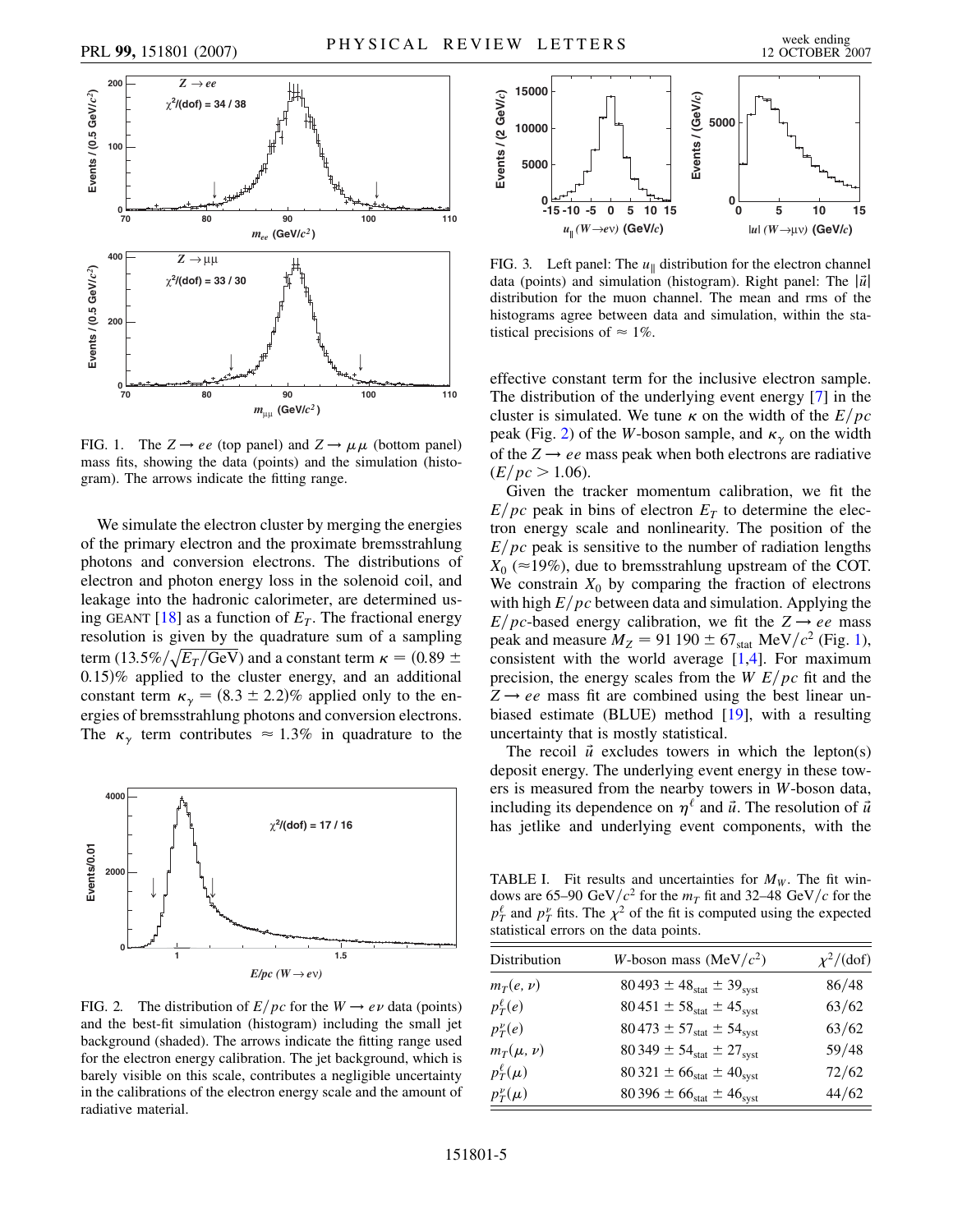FIG. 1. The $Z \to ee$ (top panel) and $Z \to \mu\mu$ (bottom panel) mass fits, showing the data (points) and the simulation (histogram). The arrows indicate the fitting range.

We simulate the electron cluster by merging the energies of the primary electron and the proximate bremsstrahlung photons and conversion electrons. The distributions of electron and photon energy loss in the solenoid coil, and leakage into the hadronic calorimeter, are determined using GEANT [18] as a function of $E_T$. The fractional energy resolution is given by the quadrature sum of a sampling term $(13.5\%/\sqrt{E_T/\text{GeV}})$ and a constant term $\kappa = (0.89 \pm 0.15)\%$ applied to the cluster energy, and an additional constant term $\kappa_\gamma = (8.3 \pm 2.2)\%$ applied only to the energies of bremsstrahlung photons and conversion electrons. The $\kappa_\gamma$ term contributes $\approx 1.3\%$ in quadrature to the effective constant term for the inclusive electron sample. The distribution of the underlying event energy [7] in the cluster is simulated. We tune $\kappa$ on the width of the $E/pc$ peak (Fig. 2) of the $W$-boson sample, and $\kappa_\gamma$ on the width of the $Z \to ee$ mass peak when both electrons are radiative ($E/pc > 1.06$).

FIG. 2. The distribution of $E/pc$ for the $W \to e\nu$ data (points) and the best-fit simulation (histogram) including the small jet background (shaded). The arrows indicate the fitting range used for the electron energy calibration. The jet background, which is barely visible on this scale, contributes a negligible uncertainty in the calibrations of the electron energy scale and the amount of radiative material.

FIG. 3. Left panel: The $u_\parallel$ distribution for the electron channel data (points) and simulation (histogram). Right panel: The $|\vec{u}|$ distribution for the muon channel. The mean and rms of the histograms agree between data and simulation, within the statistical precisions of $\approx 1\%$.

Given the tracker momentum calibration, we fit the $E/pc$ peak in bins of electron $E_T$ to determine the electron energy scale and nonlinearity. The position of the $E/pc$ peak is sensitive to the number of radiation lengths $X_0$ ($\approx$19%), due to bremsstrahlung upstream of the COT. We constrain $X_0$ by comparing the fraction of electrons with high $E/pc$ between data and simulation. Applying the $E/pc$-based energy calibration, we fit the $Z \to ee$ mass peak and measure $M_Z = 91\,190 \pm 67_{\text{stat}}$ MeV$/c^2$ (Fig. 1), consistent with the world average [1,4]. For maximum precision, the energy scales from the $W$ $E/pc$ fit and the $Z \to ee$ mass fit are combined using the best linear unbiased estimate (BLUE) method [19], with a resulting uncertainty that is mostly statistical.

The recoil $\vec{u}$ excludes towers in which the lepton(s) deposit energy. The underlying event energy in these towers is measured from the nearby towers in $W$-boson data, including its dependence on $\eta^\ell$ and $\vec{u}$. The resolution of $\vec{u}$ has jetlike and underlying event components, with the

TABLE I. Fit results and uncertainties for $M_W$. The fit windows are 65–90 GeV$/c^2$ for the $m_T$ fit and 32–48 GeV$/c$ for the $p_T^\ell$ and $p_T^\nu$ fits. The $\chi^2$ of the fit is computed using the expected statistical errors on the data points.

| Distribution | $W$-boson mass (MeV$/c^2$) | $\chi^2$/(dof) |
|---|---|---|
| $m_T(e, \nu)$ | $80\,493 \pm 48_{\text{stat}} \pm 39_{\text{syst}}$ | 86/48 |
| $p_T^\ell(e)$ | $80\,451 \pm 58_{\text{stat}} \pm 45_{\text{syst}}$ | 63/62 |
| $p_T^\nu(e)$ | $80\,473 \pm 57_{\text{stat}} \pm 54_{\text{syst}}$ | 63/62 |
| $m_T(\mu, \nu)$ | $80\,349 \pm 54_{\text{stat}} \pm 27_{\text{syst}}$ | 59/48 |
| $p_T^\ell(\mu)$ | $80\,321 \pm 66_{\text{stat}} \pm 40_{\text{syst}}$ | 72/62 |
| $p_T^\nu(\mu)$ | $80\,396 \pm 66_{\text{stat}} \pm 46_{\text{syst}}$ | 44/62 |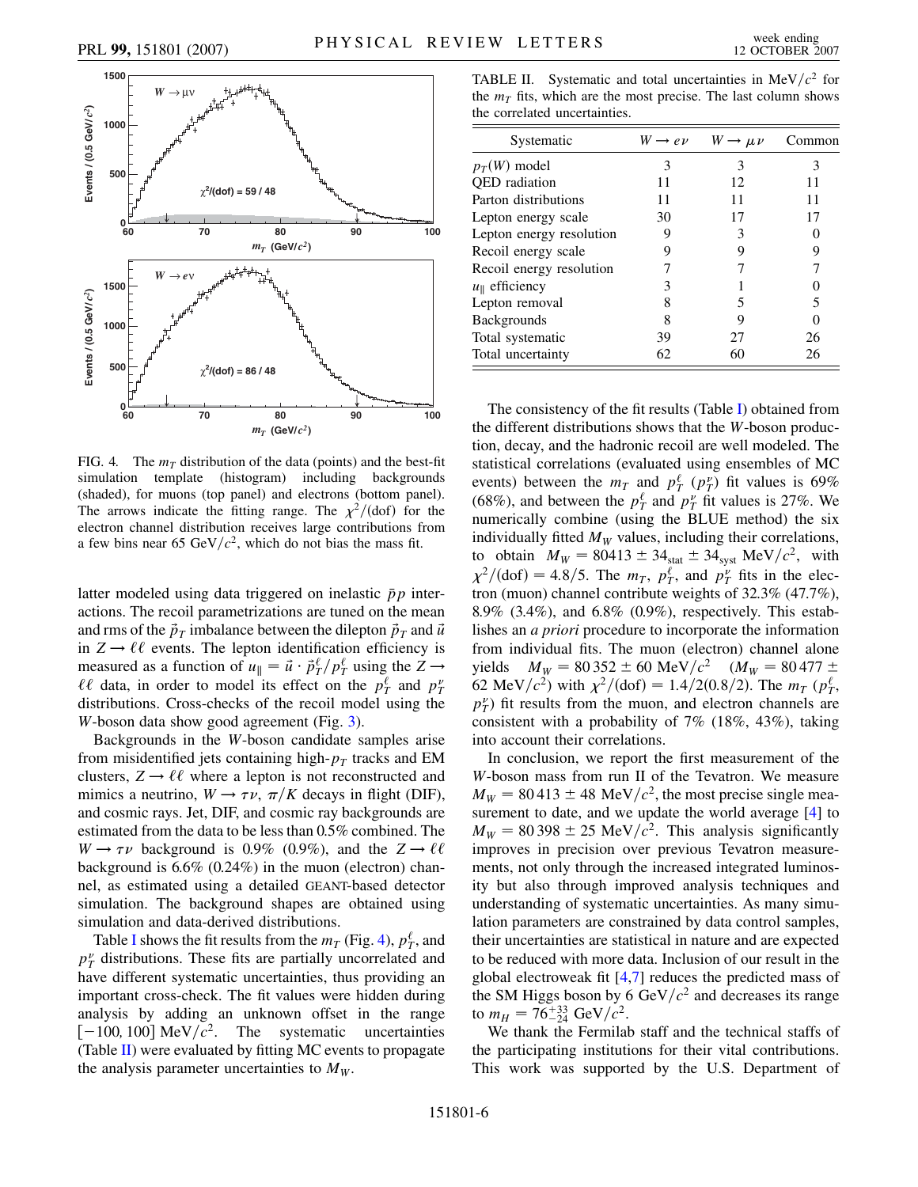FIG. 4. The $m_T$ distribution of the data (points) and the best-fit simulation template (histogram) including backgrounds (shaded), for muons (top panel) and electrons (bottom panel). The arrows indicate the fitting range. The $\chi^2/(\text{dof})$ for the electron channel distribution receives large contributions from a few bins near 65 GeV/$c^2$, which do not bias the mass fit.

latter modeled using data triggered on inelastic $\bar{p}p$ interactions. The recoil parametrizations are tuned on the mean and rms of the $\vec{p}_T$ imbalance between the dilepton $\vec{p}_T$ and $\vec{u}$ in $Z \to \ell\ell$ events. The lepton identification efficiency is measured as a function of $u_\parallel = \vec{u} \cdot \vec{p}_T^\ell / p_T^\ell$ using the $Z \to \ell\ell$ data, in order to model its effect on the $p_T^\ell$ and $p_T^\nu$ distributions. Cross-checks of the recoil model using the $W$-boson data show good agreement (Fig. 3).

Backgrounds in the $W$-boson candidate samples arise from misidentified jets containing high-$p_T$ tracks and EM clusters, $Z \to \ell\ell$ where a lepton is not reconstructed and mimics a neutrino, $W \to \tau\nu$, $\pi/K$ decays in flight (DIF), and cosmic rays. Jet, DIF, and cosmic ray backgrounds are estimated from the data to be less than 0.5% combined. The $W \to \tau\nu$ background is 0.9% (0.9%), and the $Z \to \ell\ell$ background is 6.6% (0.24%) in the muon (electron) channel, as estimated using a detailed GEANT-based detector simulation. The background shapes are obtained using simulation and data-derived distributions.

Table I shows the fit results from the $m_T$ (Fig. 4), $p_T^\ell$, and $p_T^\nu$ distributions. These fits are partially uncorrelated and have different systematic uncertainties, thus providing an important cross-check. The fit values were hidden during analysis by adding an unknown offset in the range $[-100, 100]$ MeV/$c^2$. The systematic uncertainties (Table II) were evaluated by fitting MC events to propagate the analysis parameter uncertainties to $M_W$.

TABLE II. Systematic and total uncertainties in MeV/$c^2$ for the $m_T$ fits, which are the most precise. The last column shows the correlated uncertainties.

| Systematic | $W \to e\nu$ | $W \to \mu\nu$ | Common |
|---|---|---|---|
| $p_T(W)$ model | 3 | 3 | 3 |
| QED radiation | 11 | 12 | 11 |
| Parton distributions | 11 | 11 | 11 |
| Lepton energy scale | 30 | 17 | 17 |
| Lepton energy resolution | 9 | 3 | 0 |
| Recoil energy scale | 9 | 9 | 9 |
| Recoil energy resolution | 7 | 7 | 7 |
| $u_\parallel$ efficiency | 3 | 1 | 0 |
| Lepton removal | 8 | 5 | 5 |
| Backgrounds | 8 | 9 | 0 |
| Total systematic | 39 | 27 | 26 |
| Total uncertainty | 62 | 60 | 26 |

The consistency of the fit results (Table I) obtained from the different distributions shows that the $W$-boson production, decay, and the hadronic recoil are well modeled. The statistical correlations (evaluated using ensembles of MC events) between the $m_T$ and $p_T^\ell$ ($p_T^\nu$) fit values is 69% (68%), and between the $p_T^\ell$ and $p_T^\nu$ fit values is 27%. We numerically combine (using the BLUE method) the six individually fitted $M_W$ values, including their correlations, to obtain $M_W = 80413 \pm 34_{\text{stat}} \pm 34_{\text{syst}}$ MeV/$c^2$, with $\chi^2/(\text{dof}) = 4.8/5$. The $m_T$, $p_T^\ell$, and $p_T^\nu$ fits in the electron (muon) channel contribute weights of 32.3% (47.7%), 8.9% (3.4%), and 6.8% (0.9%), respectively. This establishes an *a priori* procedure to incorporate the information from individual fits. The muon (electron) channel alone yields $M_W = 80\,352 \pm 60$ MeV/$c^2$ ($M_W = 80\,477 \pm 62$ MeV/$c^2$) with $\chi^2/(\text{dof}) = 1.4/2(0.8/2)$. The $m_T$ ($p_T^\ell$, $p_T^\nu$) fit results from the muon, and electron channels are consistent with a probability of 7% (18%, 43%), taking into account their correlations.

In conclusion, we report the first measurement of the $W$-boson mass from run II of the Tevatron. We measure $M_W = 80\,413 \pm 48$ MeV/$c^2$, the most precise single measurement to date, and we update the world average [4] to $M_W = 80\,398 \pm 25$ MeV/$c^2$. This analysis significantly improves in precision over previous Tevatron measurements, not only through the increased integrated luminosity but also through improved analysis techniques and understanding of systematic uncertainties. As many simulation parameters are constrained by data control samples, their uncertainties are statistical in nature and are expected to be reduced with more data. Inclusion of our result in the global electroweak fit [4,7] reduces the predicted mass of the SM Higgs boson by 6 GeV/$c^2$ and decreases its range to $m_H = 76^{+33}_{-24}$ GeV/$c^2$.

We thank the Fermilab staff and the technical staffs of the participating institutions for their vital contributions. This work was supported by the U.S. Department of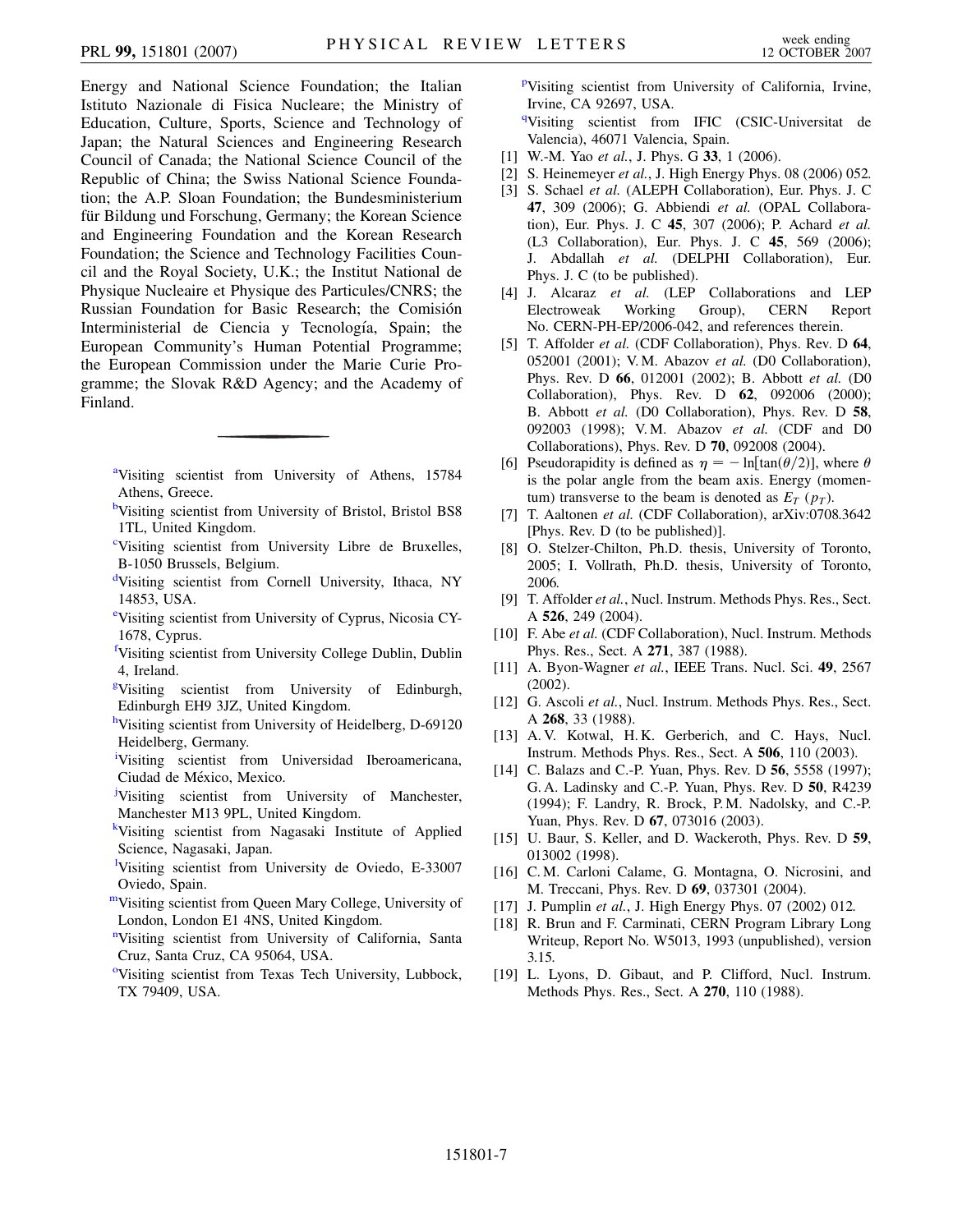Energy and National Science Foundation; the Italian Istituto Nazionale di Fisica Nucleare; the Ministry of Education, Culture, Sports, Science and Technology of Japan; the Natural Sciences and Engineering Research Council of Canada; the National Science Council of the Republic of China; the Swiss National Science Foundation; the A.P. Sloan Foundation; the Bundesministerium für Bildung und Forschung, Germany; the Korean Science and Engineering Foundation and the Korean Research Foundation; the Science and Technology Facilities Council and the Royal Society, U.K.; the Institut National de Physique Nucleaire et Physique des Particules/CNRS; the Russian Foundation for Basic Research; the Comisión Interministerial de Ciencia y Tecnología, Spain; the European Community's Human Potential Programme; the European Commission under the Marie Curie Programme; the Slovak R&D Agency; and the Academy of Finland.

---

[a]Visiting scientist from University of Athens, 15784 Athens, Greece.

[b]Visiting scientist from University of Bristol, Bristol BS8 1TL, United Kingdom.

[c]Visiting scientist from University Libre de Bruxelles, B-1050 Brussels, Belgium.

[d]Visiting scientist from Cornell University, Ithaca, NY 14853, USA.

[e]Visiting scientist from University of Cyprus, Nicosia CY-1678, Cyprus.

[f]Visiting scientist from University College Dublin, Dublin 4, Ireland.

[g]Visiting scientist from University of Edinburgh, Edinburgh EH9 3JZ, United Kingdom.

[h]Visiting scientist from University of Heidelberg, D-69120 Heidelberg, Germany.

[i]Visiting scientist from Universidad Iberoamericana, Ciudad de México, Mexico.

[j]Visiting scientist from University of Manchester, Manchester M13 9PL, United Kingdom.

[k]Visiting scientist from Nagasaki Institute of Applied Science, Nagasaki, Japan.

[l]Visiting scientist from University de Oviedo, E-33007 Oviedo, Spain.

[m]Visiting scientist from Queen Mary College, University of London, London E1 4NS, United Kingdom.

[n]Visiting scientist from University of California, Santa Cruz, Santa Cruz, CA 95064, USA.

[o]Visiting scientist from Texas Tech University, Lubbock, TX 79409, USA.

[p]Visiting scientist from University of California, Irvine, Irvine, CA 92697, USA.

[q]Visiting scientist from IFIC (CSIC-Universitat de Valencia), 46071 Valencia, Spain.

[1] W.-M. Yao *et al.*, J. Phys. G **33**, 1 (2006).

[2] S. Heinemeyer *et al.*, J. High Energy Phys. 08 (2006) 052.

[3] S. Schael *et al.* (ALEPH Collaboration), Eur. Phys. J. C **47**, 309 (2006); G. Abbiendi *et al.* (OPAL Collaboration), Eur. Phys. J. C **45**, 307 (2006); P. Achard *et al.* (L3 Collaboration), Eur. Phys. J. C **45**, 569 (2006); J. Abdallah *et al.* (DELPHI Collaboration), Eur. Phys. J. C (to be published).

[4] J. Alcaraz *et al.* (LEP Collaborations and LEP Electroweak Working Group), CERN Report No. CERN-PH-EP/2006-042, and references therein.

[5] T. Affolder *et al.* (CDF Collaboration), Phys. Rev. D **64**, 052001 (2001); V. M. Abazov *et al.* (D0 Collaboration), Phys. Rev. D **66**, 012001 (2002); B. Abbott *et al.* (D0 Collaboration), Phys. Rev. D **62**, 092006 (2000); B. Abbott *et al.* (D0 Collaboration), Phys. Rev. D **58**, 092003 (1998); V. M. Abazov *et al.* (CDF and D0 Collaborations), Phys. Rev. D **70**, 092008 (2004).

[6] Pseudorapidity is defined as $\eta = -\ln[\tan(\theta/2)]$, where $\theta$ is the polar angle from the beam axis. Energy (momentum) transverse to the beam is denoted as $E_T$ ($p_T$).

[7] T. Aaltonen *et al.* (CDF Collaboration), arXiv:0708.3642 [Phys. Rev. D (to be published)].

[8] O. Stelzer-Chilton, Ph.D. thesis, University of Toronto, 2005; I. Vollrath, Ph.D. thesis, University of Toronto, 2006.

[9] T. Affolder *et al.*, Nucl. Instrum. Methods Phys. Res., Sect. A **526**, 249 (2004).

[10] F. Abe *et al.* (CDF Collaboration), Nucl. Instrum. Methods Phys. Res., Sect. A **271**, 387 (1988).

[11] A. Byon-Wagner *et al.*, IEEE Trans. Nucl. Sci. **49**, 2567 (2002).

[12] G. Ascoli *et al.*, Nucl. Instrum. Methods Phys. Res., Sect. A **268**, 33 (1988).

[13] A. V. Kotwal, H. K. Gerberich, and C. Hays, Nucl. Instrum. Methods Phys. Res., Sect. A **506**, 110 (2003).

[14] C. Balazs and C.-P. Yuan, Phys. Rev. D **56**, 5558 (1997); G. A. Ladinsky and C.-P. Yuan, Phys. Rev. D **50**, R4239 (1994); F. Landry, R. Brock, P. M. Nadolsky, and C.-P. Yuan, Phys. Rev. D **67**, 073016 (2003).

[15] U. Baur, S. Keller, and D. Wackeroth, Phys. Rev. D **59**, 013002 (1998).

[16] C. M. Carloni Calame, G. Montagna, O. Nicrosini, and M. Treccani, Phys. Rev. D **69**, 037301 (2004).

[17] J. Pumplin *et al.*, J. High Energy Phys. 07 (2002) 012.

[18] R. Brun and F. Carminati, CERN Program Library Long Writeup, Report No. W5013, 1993 (unpublished), version 3.15.

[19] L. Lyons, D. Gibaut, and P. Clifford, Nucl. Instrum. Methods Phys. Res., Sect. A **270**, 110 (1988).